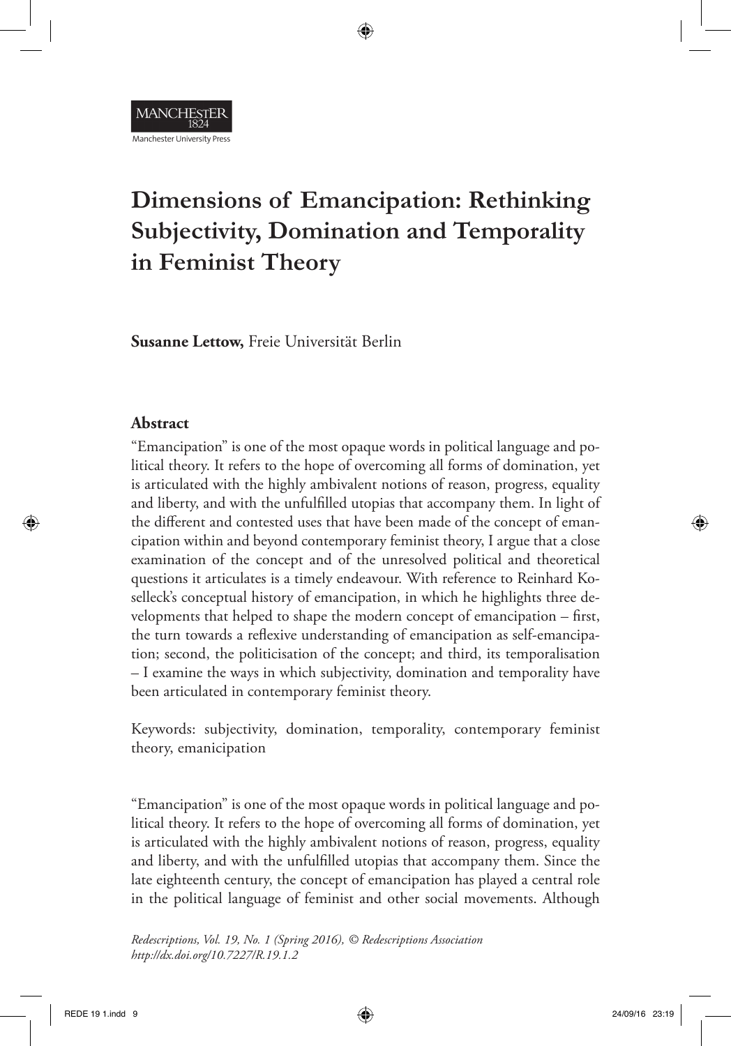# Dimensions of Emancipation: Rethinking Subjectivity, Domination and Temporality in Feminist Theory

**Susanne Lettow,** Freie Universität Berlin

## Abstract

"Emancipation" is one of the most opaque words in political language and political theory. It refers to the hope of overcoming all forms of domination, yet is articulated with the highly ambivalent notions of reason, progress, equality and liberty, and with the unfulfilled utopias that accompany them. In light of the different and contested uses that have been made of the concept of emancipation within and beyond contemporary feminist theory, I argue that a close examination of the concept and of the unresolved political and theoretical questions it articulates is a timely endeavour. With reference to Reinhard Koselleck's conceptual history of emancipation, in which he highlights three developments that helped to shape the modern concept of emancipation – first, the turn towards a reflexive understanding of emancipation as self-emancipation; second, the politicisation of the concept; and third, its temporalisation – I examine the ways in which subjectivity, domination and temporality have been articulated in contemporary feminist theory.

Keywords: subjectivity, domination, temporality, contemporary feminist theory, emanicipation

"Emancipation" is one of the most opaque words in political language and political theory. It refers to the hope of overcoming all forms of domination, yet is articulated with the highly ambivalent notions of reason, progress, equality and liberty, and with the unfulfilled utopias that accompany them. Since the late eighteenth century, the concept of emancipation has played a central role in the political language of feminist and other social movements. Although

*Redescriptions, Vol. 19, No. 1 (Spring 2016), © Redescriptions Association*
*http://dx.doi.org/10.7227/R.19.1.2*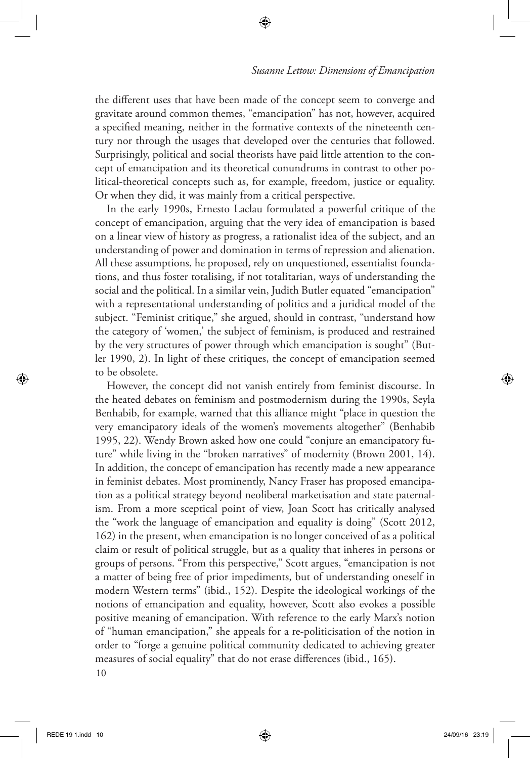the different uses that have been made of the concept seem to converge and gravitate around common themes, "emancipation" has not, however, acquired a specified meaning, neither in the formative contexts of the nineteenth century nor through the usages that developed over the centuries that followed. Surprisingly, political and social theorists have paid little attention to the concept of emancipation and its theoretical conundrums in contrast to other political-theoretical concepts such as, for example, freedom, justice or equality. Or when they did, it was mainly from a critical perspective.

In the early 1990s, Ernesto Laclau formulated a powerful critique of the concept of emancipation, arguing that the very idea of emancipation is based on a linear view of history as progress, a rationalist idea of the subject, and an understanding of power and domination in terms of repression and alienation. All these assumptions, he proposed, rely on unquestioned, essentialist foundations, and thus foster totalising, if not totalitarian, ways of understanding the social and the political. In a similar vein, Judith Butler equated "emancipation" with a representational understanding of politics and a juridical model of the subject. "Feminist critique," she argued, should in contrast, "understand how the category of 'women,' the subject of feminism, is produced and restrained by the very structures of power through which emancipation is sought" (Butler 1990, 2). In light of these critiques, the concept of emancipation seemed to be obsolete.

However, the concept did not vanish entirely from feminist discourse. In the heated debates on feminism and postmodernism during the 1990s, Seyla Benhabib, for example, warned that this alliance might "place in question the very emancipatory ideals of the women's movements altogether" (Benhabib 1995, 22). Wendy Brown asked how one could "conjure an emancipatory future" while living in the "broken narratives" of modernity (Brown 2001, 14). In addition, the concept of emancipation has recently made a new appearance in feminist debates. Most prominently, Nancy Fraser has proposed emancipation as a political strategy beyond neoliberal marketisation and state paternalism. From a more sceptical point of view, Joan Scott has critically analysed the "work the language of emancipation and equality is doing" (Scott 2012, 162) in the present, when emancipation is no longer conceived of as a political claim or result of political struggle, but as a quality that inheres in persons or groups of persons. "From this perspective," Scott argues, "emancipation is not a matter of being free of prior impediments, but of understanding oneself in modern Western terms" (ibid., 152). Despite the ideological workings of the notions of emancipation and equality, however, Scott also evokes a possible positive meaning of emancipation. With reference to the early Marx's notion of "human emancipation," she appeals for a re-politicisation of the notion in order to "forge a genuine political community dedicated to achieving greater measures of social equality" that do not erase differences (ibid., 165).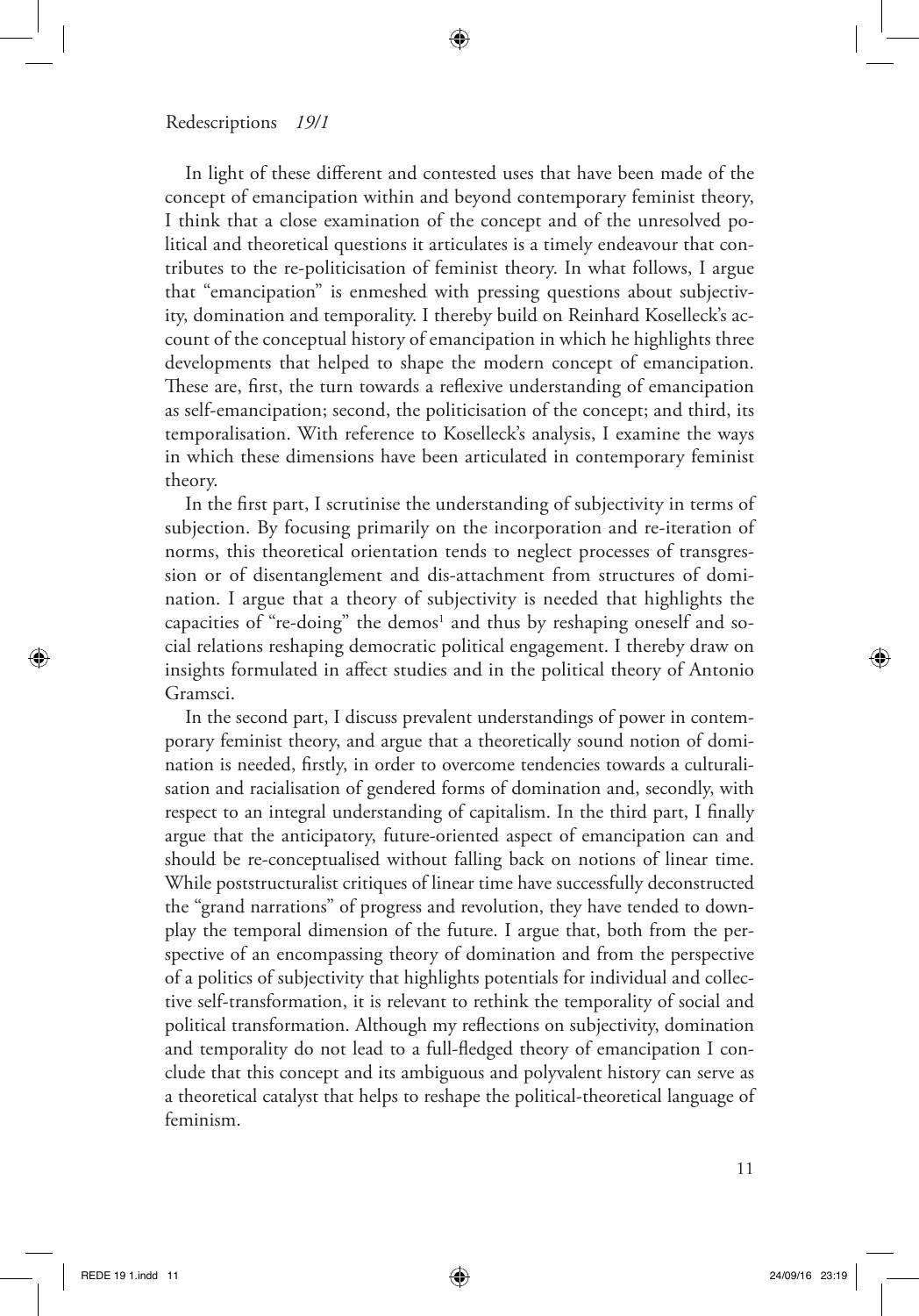In light of these different and contested uses that have been made of the concept of emancipation within and beyond contemporary feminist theory, I think that a close examination of the concept and of the unresolved political and theoretical questions it articulates is a timely endeavour that contributes to the re-politicisation of feminist theory. In what follows, I argue that "emancipation" is enmeshed with pressing questions about subjectivity, domination and temporality. I thereby build on Reinhard Koselleck's account of the conceptual history of emancipation in which he highlights three developments that helped to shape the modern concept of emancipation. These are, first, the turn towards a reflexive understanding of emancipation as self-emancipation; second, the politicisation of the concept; and third, its temporalisation. With reference to Koselleck's analysis, I examine the ways in which these dimensions have been articulated in contemporary feminist theory.

In the first part, I scrutinise the understanding of subjectivity in terms of subjection. By focusing primarily on the incorporation and re-iteration of norms, this theoretical orientation tends to neglect processes of transgression or of disentanglement and dis-attachment from structures of domination. I argue that a theory of subjectivity is needed that highlights the capacities of "re-doing" the demos[1] and thus by reshaping oneself and social relations reshaping democratic political engagement. I thereby draw on insights formulated in affect studies and in the political theory of Antonio Gramsci.

In the second part, I discuss prevalent understandings of power in contemporary feminist theory, and argue that a theoretically sound notion of domination is needed, firstly, in order to overcome tendencies towards a culturalisation and racialisation of gendered forms of domination and, secondly, with respect to an integral understanding of capitalism. In the third part, I finally argue that the anticipatory, future-oriented aspect of emancipation can and should be re-conceptualised without falling back on notions of linear time. While poststructuralist critiques of linear time have successfully deconstructed the "grand narrations" of progress and revolution, they have tended to downplay the temporal dimension of the future. I argue that, both from the perspective of an encompassing theory of domination and from the perspective of a politics of subjectivity that highlights potentials for individual and collective self-transformation, it is relevant to rethink the temporality of social and political transformation. Although my reflections on subjectivity, domination and temporality do not lead to a full-fledged theory of emancipation I conclude that this concept and its ambiguous and polyvalent history can serve as a theoretical catalyst that helps to reshape the political-theoretical language of feminism.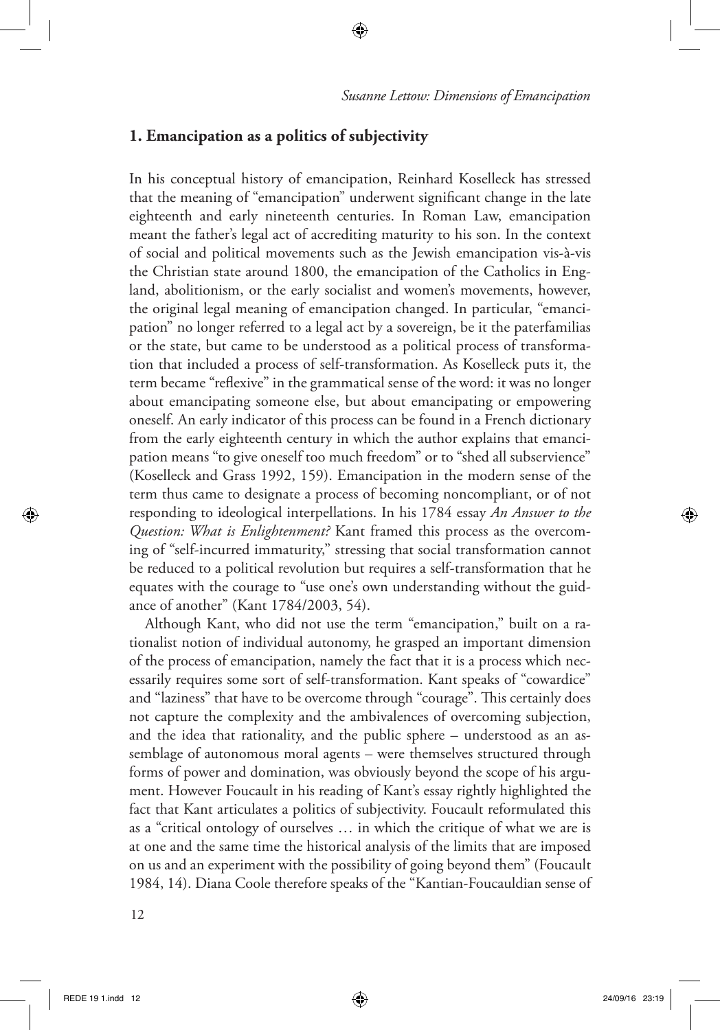## 1. Emancipation as a politics of subjectivity

In his conceptual history of emancipation, Reinhard Koselleck has stressed that the meaning of "emancipation" underwent significant change in the late eighteenth and early nineteenth centuries. In Roman Law, emancipation meant the father's legal act of accrediting maturity to his son. In the context of social and political movements such as the Jewish emancipation vis-à-vis the Christian state around 1800, the emancipation of the Catholics in England, abolitionism, or the early socialist and women's movements, however, the original legal meaning of emancipation changed. In particular, "emancipation" no longer referred to a legal act by a sovereign, be it the paterfamilias or the state, but came to be understood as a political process of transformation that included a process of self-transformation. As Koselleck puts it, the term became "reflexive" in the grammatical sense of the word: it was no longer about emancipating someone else, but about emancipating or empowering oneself. An early indicator of this process can be found in a French dictionary from the early eighteenth century in which the author explains that emancipation means "to give oneself too much freedom" or to "shed all subservience" (Koselleck and Grass 1992, 159). Emancipation in the modern sense of the term thus came to designate a process of becoming noncompliant, or of not responding to ideological interpellations. In his 1784 essay *An Answer to the Question: What is Enlightenment?* Kant framed this process as the overcoming of "self-incurred immaturity," stressing that social transformation cannot be reduced to a political revolution but requires a self-transformation that he equates with the courage to "use one's own understanding without the guidance of another" (Kant 1784/2003, 54).

Although Kant, who did not use the term "emancipation," built on a rationalist notion of individual autonomy, he grasped an important dimension of the process of emancipation, namely the fact that it is a process which necessarily requires some sort of self-transformation. Kant speaks of "cowardice" and "laziness" that have to be overcome through "courage". This certainly does not capture the complexity and the ambivalences of overcoming subjection, and the idea that rationality, and the public sphere – understood as an assemblage of autonomous moral agents – were themselves structured through forms of power and domination, was obviously beyond the scope of his argument. However Foucault in his reading of Kant's essay rightly highlighted the fact that Kant articulates a politics of subjectivity. Foucault reformulated this as a "critical ontology of ourselves … in which the critique of what we are is at one and the same time the historical analysis of the limits that are imposed on us and an experiment with the possibility of going beyond them" (Foucault 1984, 14). Diana Coole therefore speaks of the "Kantian-Foucauldian sense of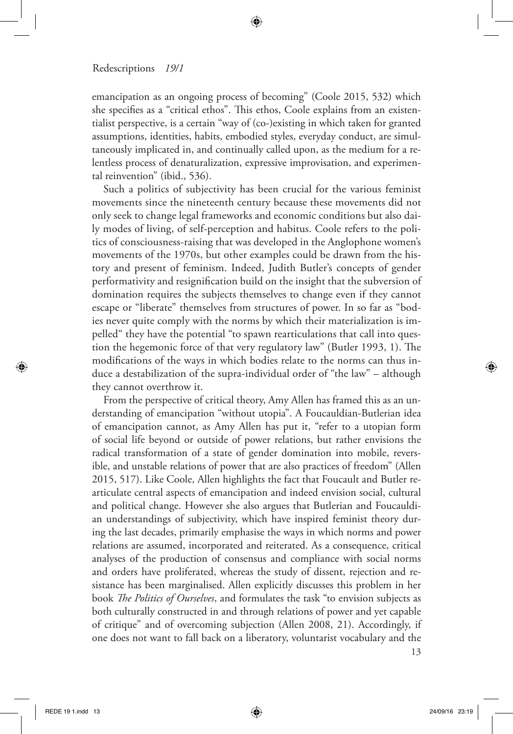emancipation as an ongoing process of becoming" (Coole 2015, 532) which she specifies as a "critical ethos". This ethos, Coole explains from an existentialist perspective, is a certain "way of (co-)existing in which taken for granted assumptions, identities, habits, embodied styles, everyday conduct, are simultaneously implicated in, and continually called upon, as the medium for a relentless process of denaturalization, expressive improvisation, and experimental reinvention" (ibid., 536).

Such a politics of subjectivity has been crucial for the various feminist movements since the nineteenth century because these movements did not only seek to change legal frameworks and economic conditions but also daily modes of living, of self-perception and habitus. Coole refers to the politics of consciousness-raising that was developed in the Anglophone women's movements of the 1970s, but other examples could be drawn from the history and present of feminism. Indeed, Judith Butler's concepts of gender performativity and resignification build on the insight that the subversion of domination requires the subjects themselves to change even if they cannot escape or "liberate" themselves from structures of power. In so far as "bodies never quite comply with the norms by which their materialization is impelled" they have the potential "to spawn rearticulations that call into question the hegemonic force of that very regulatory law" (Butler 1993, 1). The modifications of the ways in which bodies relate to the norms can thus induce a destabilization of the supra-individual order of "the law" – although they cannot overthrow it.

From the perspective of critical theory, Amy Allen has framed this as an understanding of emancipation "without utopia". A Foucauldian-Butlerian idea of emancipation cannot, as Amy Allen has put it, "refer to a utopian form of social life beyond or outside of power relations, but rather envisions the radical transformation of a state of gender domination into mobile, reversible, and unstable relations of power that are also practices of freedom" (Allen 2015, 517). Like Coole, Allen highlights the fact that Foucault and Butler rearticulate central aspects of emancipation and indeed envision social, cultural and political change. However she also argues that Butlerian and Foucauldian understandings of subjectivity, which have inspired feminist theory during the last decades, primarily emphasise the ways in which norms and power relations are assumed, incorporated and reiterated. As a consequence, critical analyses of the production of consensus and compliance with social norms and orders have proliferated, whereas the study of dissent, rejection and resistance has been marginalised. Allen explicitly discusses this problem in her book *The Politics of Ourselves*, and formulates the task "to envision subjects as both culturally constructed in and through relations of power and yet capable of critique" and of overcoming subjection (Allen 2008, 21). Accordingly, if one does not want to fall back on a liberatory, voluntarist vocabulary and the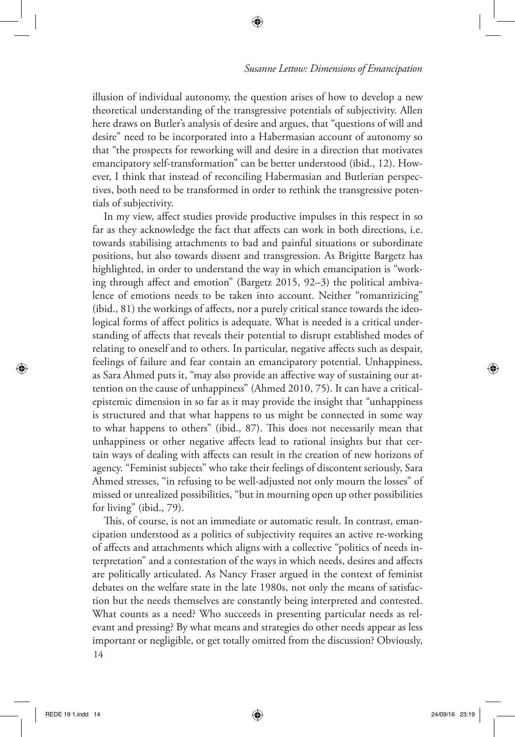illusion of individual autonomy, the question arises of how to develop a new theoretical understanding of the transgressive potentials of subjectivity. Allen here draws on Butler's analysis of desire and argues, that "questions of will and desire" need to be incorporated into a Habermasian account of autonomy so that "the prospects for reworking will and desire in a direction that motivates emancipatory self-transformation" can be better understood (ibid., 12). However, I think that instead of reconciling Habermasian and Butlerian perspectives, both need to be transformed in order to rethink the transgressive potentials of subjectivity.

In my view, affect studies provide productive impulses in this respect in so far as they acknowledge the fact that affects can work in both directions, i.e. towards stabilising attachments to bad and painful situations or subordinate positions, but also towards dissent and transgression. As Brigitte Bargetz has highlighted, in order to understand the way in which emancipation is "working through affect and emotion" (Bargetz 2015, 92–3) the political ambivalence of emotions needs to be taken into account. Neither "romantizicing" (ibid., 81) the workings of affects, nor a purely critical stance towards the ideological forms of affect politics is adequate. What is needed is a critical understanding of affects that reveals their potential to disrupt established modes of relating to oneself and to others. In particular, negative affects such as despair, feelings of failure and fear contain an emancipatory potential. Unhappiness, as Sara Ahmed puts it, "may also provide an affective way of sustaining our attention on the cause of unhappiness" (Ahmed 2010, 75). It can have a critical-epistemic dimension in so far as it may provide the insight that "unhappiness is structured and that what happens to us might be connected in some way to what happens to others" (ibid., 87). This does not necessarily mean that unhappiness or other negative affects lead to rational insights but that certain ways of dealing with affects can result in the creation of new horizons of agency. "Feminist subjects" who take their feelings of discontent seriously, Sara Ahmed stresses, "in refusing to be well-adjusted not only mourn the losses" of missed or unrealized possibilities, "but in mourning open up other possibilities for living" (ibid., 79).

This, of course, is not an immediate or automatic result. In contrast, emancipation understood as a politics of subjectivity requires an active re-working of affects and attachments which aligns with a collective "politics of needs interpretation" and a contestation of the ways in which needs, desires and affects are politically articulated. As Nancy Fraser argued in the context of feminist debates on the welfare state in the late 1980s, not only the means of satisfaction but the needs themselves are constantly being interpreted and contested. What counts as a need? Who succeeds in presenting particular needs as relevant and pressing? By what means and strategies do other needs appear as less important or negligible, or get totally omitted from the discussion? Obviously,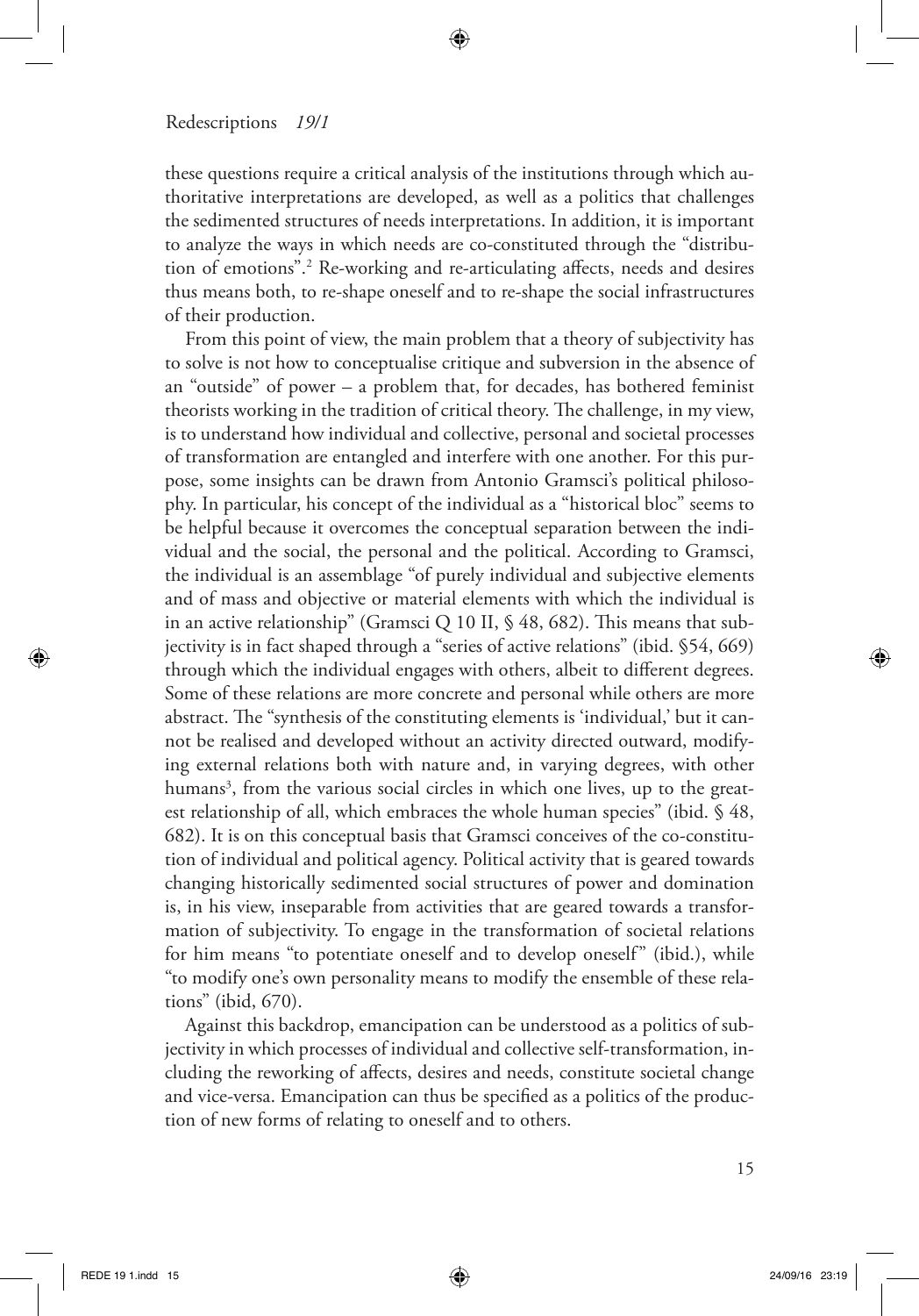these questions require a critical analysis of the institutions through which authoritative interpretations are developed, as well as a politics that challenges the sedimented structures of needs interpretations. In addition, it is important to analyze the ways in which needs are co-constituted through the "distribution of emotions".[2] Re-working and re-articulating affects, needs and desires thus means both, to re-shape oneself and to re-shape the social infrastructures of their production.

From this point of view, the main problem that a theory of subjectivity has to solve is not how to conceptualise critique and subversion in the absence of an "outside" of power – a problem that, for decades, has bothered feminist theorists working in the tradition of critical theory. The challenge, in my view, is to understand how individual and collective, personal and societal processes of transformation are entangled and interfere with one another. For this purpose, some insights can be drawn from Antonio Gramsci's political philosophy. In particular, his concept of the individual as a "historical bloc" seems to be helpful because it overcomes the conceptual separation between the individual and the social, the personal and the political. According to Gramsci, the individual is an assemblage "of purely individual and subjective elements and of mass and objective or material elements with which the individual is in an active relationship" (Gramsci Q 10 II, § 48, 682). This means that subjectivity is in fact shaped through a "series of active relations" (ibid. §54, 669) through which the individual engages with others, albeit to different degrees. Some of these relations are more concrete and personal while others are more abstract. The "synthesis of the constituting elements is 'individual,' but it cannot be realised and developed without an activity directed outward, modifying external relations both with nature and, in varying degrees, with other humans[3], from the various social circles in which one lives, up to the greatest relationship of all, which embraces the whole human species" (ibid. § 48, 682). It is on this conceptual basis that Gramsci conceives of the co-constitution of individual and political agency. Political activity that is geared towards changing historically sedimented social structures of power and domination is, in his view, inseparable from activities that are geared towards a transformation of subjectivity. To engage in the transformation of societal relations for him means "to potentiate oneself and to develop oneself" (ibid.), while "to modify one's own personality means to modify the ensemble of these relations" (ibid, 670).

Against this backdrop, emancipation can be understood as a politics of subjectivity in which processes of individual and collective self-transformation, including the reworking of affects, desires and needs, constitute societal change and vice-versa. Emancipation can thus be specified as a politics of the production of new forms of relating to oneself and to others.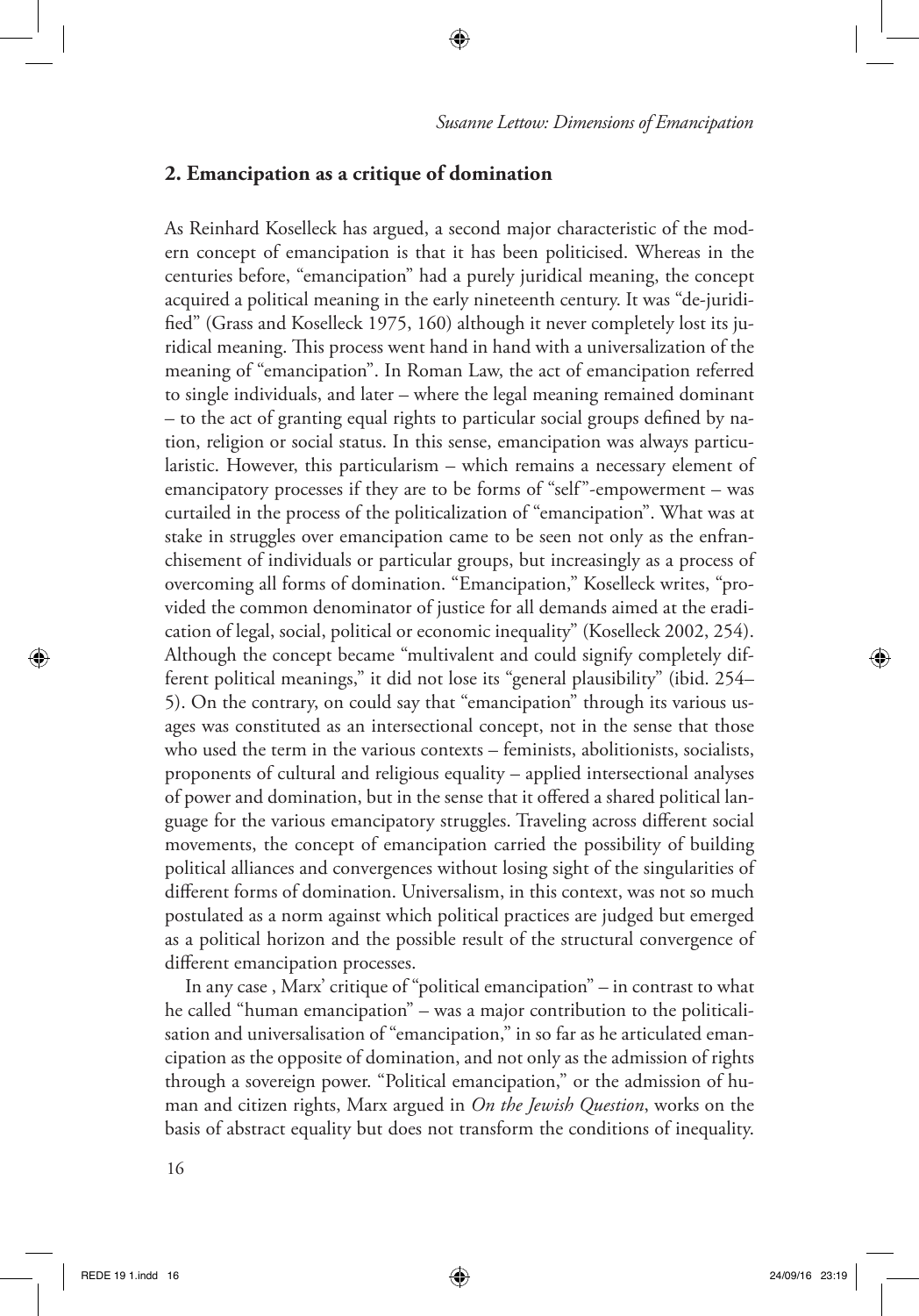## 2. Emancipation as a critique of domination

As Reinhard Koselleck has argued, a second major characteristic of the modern concept of emancipation is that it has been politicised. Whereas in the centuries before, "emancipation" had a purely juridical meaning, the concept acquired a political meaning in the early nineteenth century. It was "de-juridified" (Grass and Koselleck 1975, 160) although it never completely lost its juridical meaning. This process went hand in hand with a universalization of the meaning of "emancipation". In Roman Law, the act of emancipation referred to single individuals, and later – where the legal meaning remained dominant – to the act of granting equal rights to particular social groups defined by nation, religion or social status. In this sense, emancipation was always particularistic. However, this particularism – which remains a necessary element of emancipatory processes if they are to be forms of "self"-empowerment – was curtailed in the process of the politicalization of "emancipation". What was at stake in struggles over emancipation came to be seen not only as the enfranchisement of individuals or particular groups, but increasingly as a process of overcoming all forms of domination. "Emancipation," Koselleck writes, "provided the common denominator of justice for all demands aimed at the eradication of legal, social, political or economic inequality" (Koselleck 2002, 254). Although the concept became "multivalent and could signify completely different political meanings," it did not lose its "general plausibility" (ibid. 254–5). On the contrary, on could say that "emancipation" through its various usages was constituted as an intersectional concept, not in the sense that those who used the term in the various contexts – feminists, abolitionists, socialists, proponents of cultural and religious equality – applied intersectional analyses of power and domination, but in the sense that it offered a shared political language for the various emancipatory struggles. Traveling across different social movements, the concept of emancipation carried the possibility of building political alliances and convergences without losing sight of the singularities of different forms of domination. Universalism, in this context, was not so much postulated as a norm against which political practices are judged but emerged as a political horizon and the possible result of the structural convergence of different emancipation processes.

In any case , Marx' critique of "political emancipation" – in contrast to what he called "human emancipation" – was a major contribution to the politicalisation and universalisation of "emancipation," in so far as he articulated emancipation as the opposite of domination, and not only as the admission of rights through a sovereign power. "Political emancipation," or the admission of human and citizen rights, Marx argued in *On the Jewish Question*, works on the basis of abstract equality but does not transform the conditions of inequality.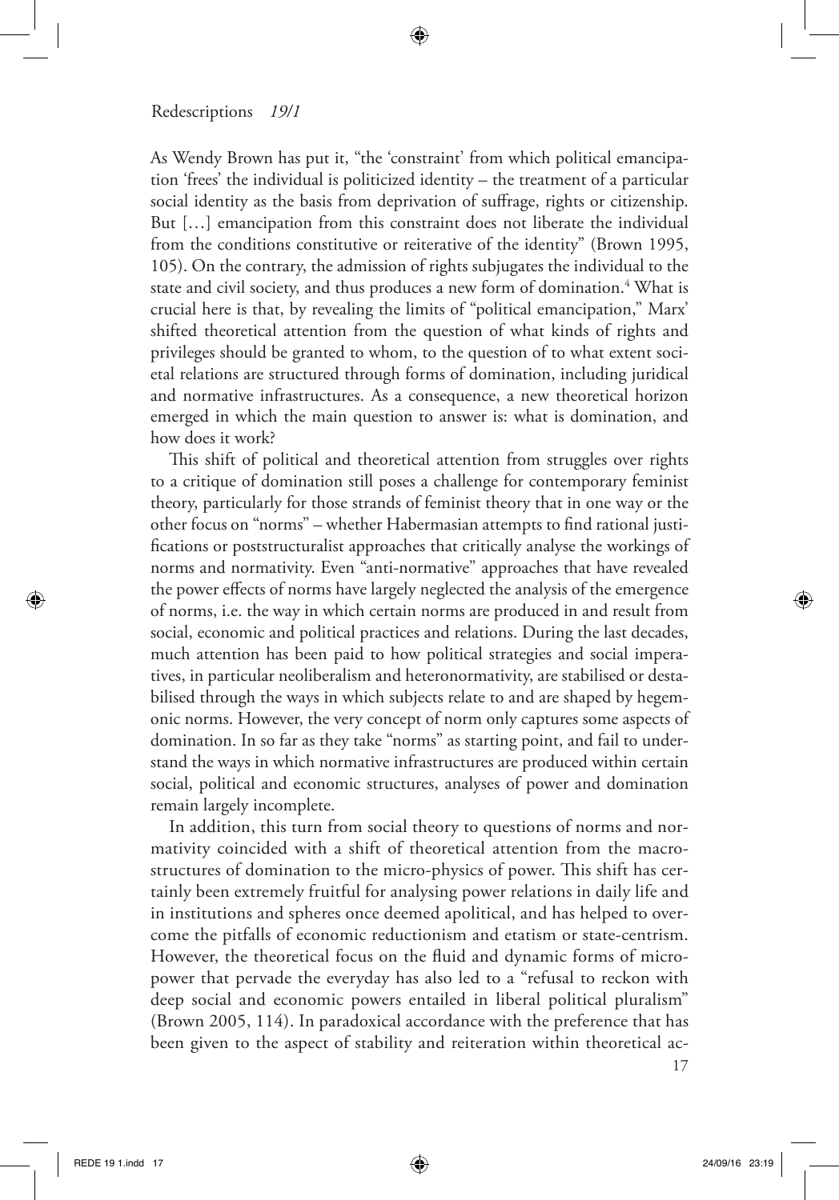As Wendy Brown has put it, "the 'constraint' from which political emancipation 'frees' the individual is politicized identity – the treatment of a particular social identity as the basis from deprivation of suffrage, rights or citizenship. But […] emancipation from this constraint does not liberate the individual from the conditions constitutive or reiterative of the identity" (Brown 1995, 105). On the contrary, the admission of rights subjugates the individual to the state and civil society, and thus produces a new form of domination.[4] What is crucial here is that, by revealing the limits of "political emancipation," Marx' shifted theoretical attention from the question of what kinds of rights and privileges should be granted to whom, to the question of to what extent societal relations are structured through forms of domination, including juridical and normative infrastructures. As a consequence, a new theoretical horizon emerged in which the main question to answer is: what is domination, and how does it work?

This shift of political and theoretical attention from struggles over rights to a critique of domination still poses a challenge for contemporary feminist theory, particularly for those strands of feminist theory that in one way or the other focus on "norms" – whether Habermasian attempts to find rational justifications or poststructuralist approaches that critically analyse the workings of norms and normativity. Even "anti-normative" approaches that have revealed the power effects of norms have largely neglected the analysis of the emergence of norms, i.e. the way in which certain norms are produced in and result from social, economic and political practices and relations. During the last decades, much attention has been paid to how political strategies and social imperatives, in particular neoliberalism and heteronormativity, are stabilised or destabilised through the ways in which subjects relate to and are shaped by hegemonic norms. However, the very concept of norm only captures some aspects of domination. In so far as they take "norms" as starting point, and fail to understand the ways in which normative infrastructures are produced within certain social, political and economic structures, analyses of power and domination remain largely incomplete.

In addition, this turn from social theory to questions of norms and normativity coincided with a shift of theoretical attention from the macro-structures of domination to the micro-physics of power. This shift has certainly been extremely fruitful for analysing power relations in daily life and in institutions and spheres once deemed apolitical, and has helped to overcome the pitfalls of economic reductionism and etatism or state-centrism. However, the theoretical focus on the fluid and dynamic forms of micro-power that pervade the everyday has also led to a "refusal to reckon with deep social and economic powers entailed in liberal political pluralism" (Brown 2005, 114). In paradoxical accordance with the preference that has been given to the aspect of stability and reiteration within theoretical ac-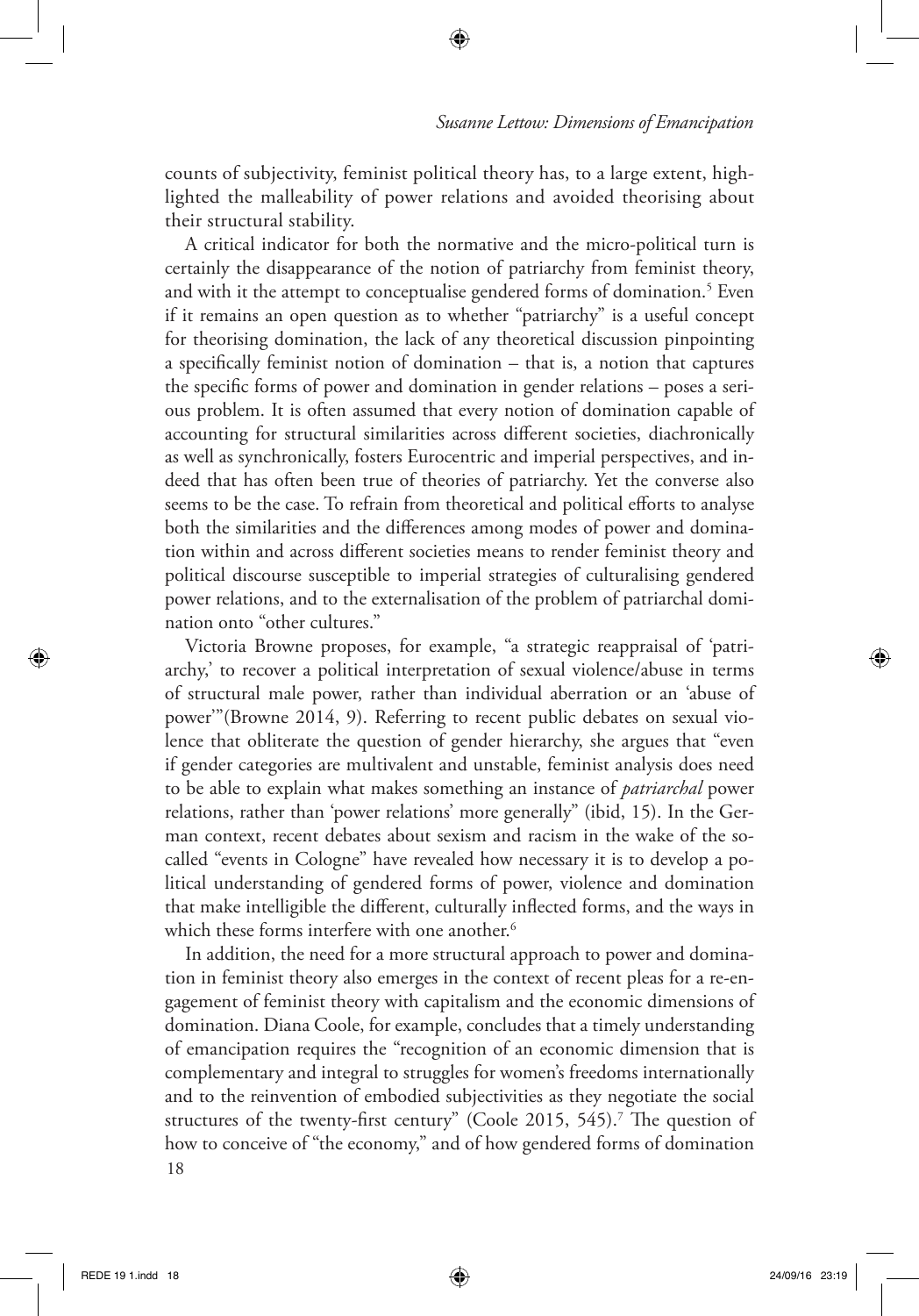counts of subjectivity, feminist political theory has, to a large extent, highlighted the malleability of power relations and avoided theorising about their structural stability.

A critical indicator for both the normative and the micro-political turn is certainly the disappearance of the notion of patriarchy from feminist theory, and with it the attempt to conceptualise gendered forms of domination.[5] Even if it remains an open question as to whether "patriarchy" is a useful concept for theorising domination, the lack of any theoretical discussion pinpointing a specifically feminist notion of domination – that is, a notion that captures the specific forms of power and domination in gender relations – poses a serious problem. It is often assumed that every notion of domination capable of accounting for structural similarities across different societies, diachronically as well as synchronically, fosters Eurocentric and imperial perspectives, and indeed that has often been true of theories of patriarchy. Yet the converse also seems to be the case. To refrain from theoretical and political efforts to analyse both the similarities and the differences among modes of power and domination within and across different societies means to render feminist theory and political discourse susceptible to imperial strategies of culturalising gendered power relations, and to the externalisation of the problem of patriarchal domination onto "other cultures."

Victoria Browne proposes, for example, "a strategic reappraisal of 'patriarchy,' to recover a political interpretation of sexual violence/abuse in terms of structural male power, rather than individual aberration or an 'abuse of power'"(Browne 2014, 9). Referring to recent public debates on sexual violence that obliterate the question of gender hierarchy, she argues that "even if gender categories are multivalent and unstable, feminist analysis does need to be able to explain what makes something an instance of *patriarchal* power relations, rather than 'power relations' more generally" (ibid, 15). In the German context, recent debates about sexism and racism in the wake of the so-called "events in Cologne" have revealed how necessary it is to develop a political understanding of gendered forms of power, violence and domination that make intelligible the different, culturally inflected forms, and the ways in which these forms interfere with one another.[6]

In addition, the need for a more structural approach to power and domination in feminist theory also emerges in the context of recent pleas for a re-engagement of feminist theory with capitalism and the economic dimensions of domination. Diana Coole, for example, concludes that a timely understanding of emancipation requires the "recognition of an economic dimension that is complementary and integral to struggles for women's freedoms internationally and to the reinvention of embodied subjectivities as they negotiate the social structures of the twenty-first century" (Coole 2015, 545).[7] The question of how to conceive of "the economy," and of how gendered forms of domination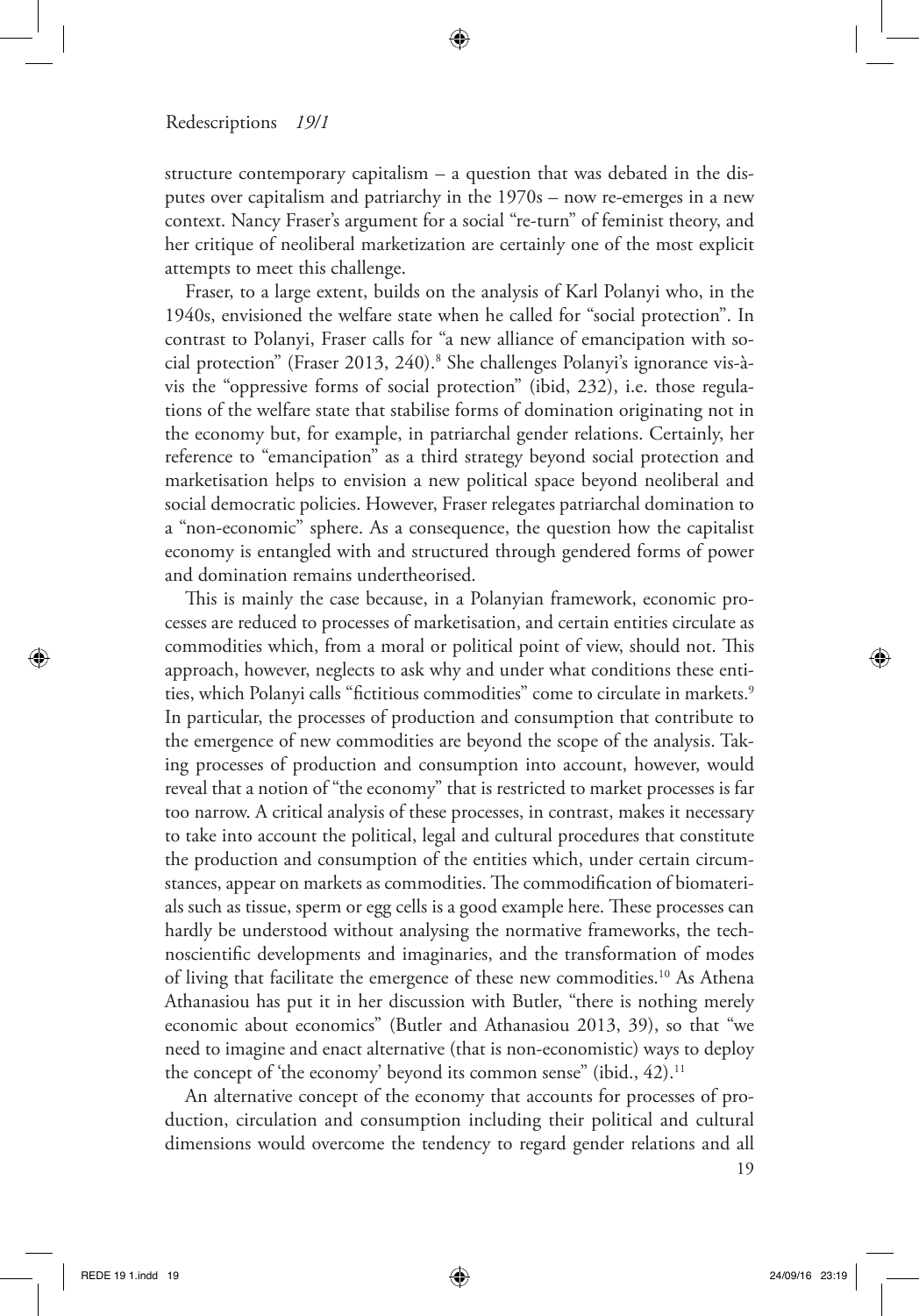structure contemporary capitalism – a question that was debated in the disputes over capitalism and patriarchy in the 1970s – now re-emerges in a new context. Nancy Fraser's argument for a social "re-turn" of feminist theory, and her critique of neoliberal marketization are certainly one of the most explicit attempts to meet this challenge.

Fraser, to a large extent, builds on the analysis of Karl Polanyi who, in the 1940s, envisioned the welfare state when he called for "social protection". In contrast to Polanyi, Fraser calls for "a new alliance of emancipation with social protection" (Fraser 2013, 240).[8] She challenges Polanyi's ignorance vis-à-vis the "oppressive forms of social protection" (ibid, 232), i.e. those regulations of the welfare state that stabilise forms of domination originating not in the economy but, for example, in patriarchal gender relations. Certainly, her reference to "emancipation" as a third strategy beyond social protection and marketisation helps to envision a new political space beyond neoliberal and social democratic policies. However, Fraser relegates patriarchal domination to a "non-economic" sphere. As a consequence, the question how the capitalist economy is entangled with and structured through gendered forms of power and domination remains undertheorised.

This is mainly the case because, in a Polanyian framework, economic processes are reduced to processes of marketisation, and certain entities circulate as commodities which, from a moral or political point of view, should not. This approach, however, neglects to ask why and under what conditions these entities, which Polanyi calls "fictitious commodities" come to circulate in markets.[9] In particular, the processes of production and consumption that contribute to the emergence of new commodities are beyond the scope of the analysis. Taking processes of production and consumption into account, however, would reveal that a notion of "the economy" that is restricted to market processes is far too narrow. A critical analysis of these processes, in contrast, makes it necessary to take into account the political, legal and cultural procedures that constitute the production and consumption of the entities which, under certain circumstances, appear on markets as commodities. The commodification of biomaterials such as tissue, sperm or egg cells is a good example here. These processes can hardly be understood without analysing the normative frameworks, the technoscientific developments and imaginaries, and the transformation of modes of living that facilitate the emergence of these new commodities.[10] As Athena Athanasiou has put it in her discussion with Butler, "there is nothing merely economic about economics" (Butler and Athanasiou 2013, 39), so that "we need to imagine and enact alternative (that is non-economistic) ways to deploy the concept of 'the economy' beyond its common sense" (ibid., 42).[11]

An alternative concept of the economy that accounts for processes of production, circulation and consumption including their political and cultural dimensions would overcome the tendency to regard gender relations and all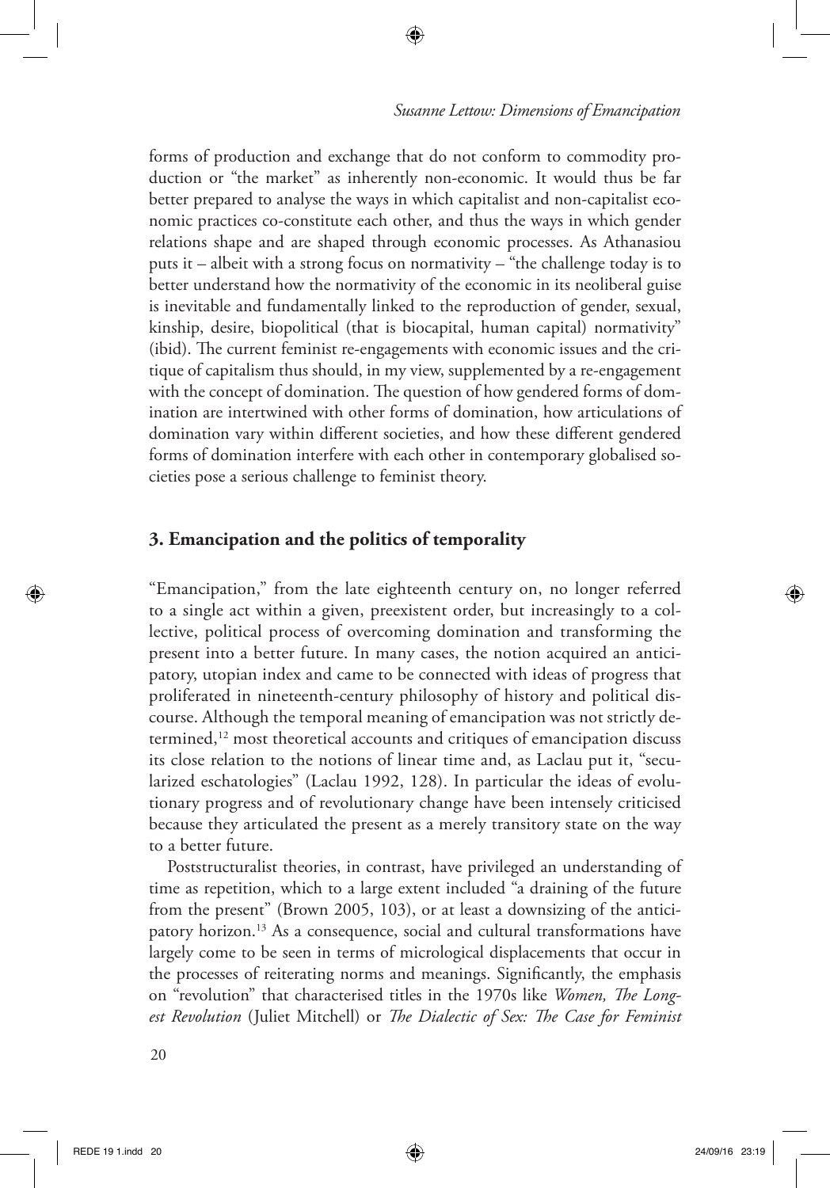forms of production and exchange that do not conform to commodity production or "the market" as inherently non-economic. It would thus be far better prepared to analyse the ways in which capitalist and non-capitalist economic practices co-constitute each other, and thus the ways in which gender relations shape and are shaped through economic processes. As Athanasiou puts it – albeit with a strong focus on normativity – "the challenge today is to better understand how the normativity of the economic in its neoliberal guise is inevitable and fundamentally linked to the reproduction of gender, sexual, kinship, desire, biopolitical (that is biocapital, human capital) normativity" (ibid). The current feminist re-engagements with economic issues and the critique of capitalism thus should, in my view, supplemented by a re-engagement with the concept of domination. The question of how gendered forms of domination are intertwined with other forms of domination, how articulations of domination vary within different societies, and how these different gendered forms of domination interfere with each other in contemporary globalised societies pose a serious challenge to feminist theory.

## 3. Emancipation and the politics of temporality

"Emancipation," from the late eighteenth century on, no longer referred to a single act within a given, preexistent order, but increasingly to a collective, political process of overcoming domination and transforming the present into a better future. In many cases, the notion acquired an anticipatory, utopian index and came to be connected with ideas of progress that proliferated in nineteenth-century philosophy of history and political discourse. Although the temporal meaning of emancipation was not strictly determined,[12] most theoretical accounts and critiques of emancipation discuss its close relation to the notions of linear time and, as Laclau put it, "secularized eschatologies" (Laclau 1992, 128). In particular the ideas of evolutionary progress and of revolutionary change have been intensely criticised because they articulated the present as a merely transitory state on the way to a better future.

Poststructuralist theories, in contrast, have privileged an understanding of time as repetition, which to a large extent included "a draining of the future from the present" (Brown 2005, 103), or at least a downsizing of the anticipatory horizon.[13] As a consequence, social and cultural transformations have largely come to be seen in terms of micrological displacements that occur in the processes of reiterating norms and meanings. Significantly, the emphasis on "revolution" that characterised titles in the 1970s like *Women, The Longest Revolution* (Juliet Mitchell) or *The Dialectic of Sex: The Case for Feminist*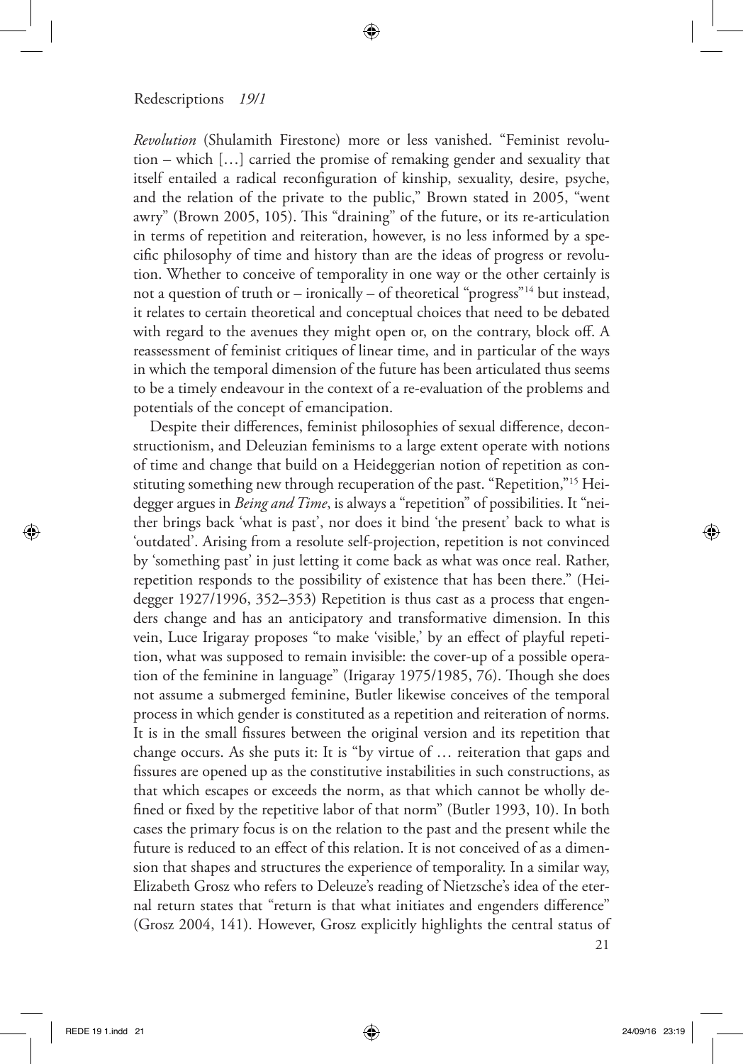*Revolution* (Shulamith Firestone) more or less vanished. "Feminist revolution – which […] carried the promise of remaking gender and sexuality that itself entailed a radical reconfiguration of kinship, sexuality, desire, psyche, and the relation of the private to the public," Brown stated in 2005, "went awry" (Brown 2005, 105). This "draining" of the future, or its re-articulation in terms of repetition and reiteration, however, is no less informed by a specific philosophy of time and history than are the ideas of progress or revolution. Whether to conceive of temporality in one way or the other certainly is not a question of truth or – ironically – of theoretical "progress"[14] but instead, it relates to certain theoretical and conceptual choices that need to be debated with regard to the avenues they might open or, on the contrary, block off. A reassessment of feminist critiques of linear time, and in particular of the ways in which the temporal dimension of the future has been articulated thus seems to be a timely endeavour in the context of a re-evaluation of the problems and potentials of the concept of emancipation.

Despite their differences, feminist philosophies of sexual difference, deconstructionism, and Deleuzian feminisms to a large extent operate with notions of time and change that build on a Heideggerian notion of repetition as constituting something new through recuperation of the past. "Repetition,"[15] Heidegger argues in *Being and Time*, is always a "repetition" of possibilities. It "neither brings back 'what is past', nor does it bind 'the present' back to what is 'outdated'. Arising from a resolute self-projection, repetition is not convinced by 'something past' in just letting it come back as what was once real. Rather, repetition responds to the possibility of existence that has been there." (Heidegger 1927/1996, 352–353) Repetition is thus cast as a process that engenders change and has an anticipatory and transformative dimension. In this vein, Luce Irigaray proposes "to make 'visible,' by an effect of playful repetition, what was supposed to remain invisible: the cover-up of a possible operation of the feminine in language" (Irigaray 1975/1985, 76). Though she does not assume a submerged feminine, Butler likewise conceives of the temporal process in which gender is constituted as a repetition and reiteration of norms. It is in the small fissures between the original version and its repetition that change occurs. As she puts it: It is "by virtue of … reiteration that gaps and fissures are opened up as the constitutive instabilities in such constructions, as that which escapes or exceeds the norm, as that which cannot be wholly defined or fixed by the repetitive labor of that norm" (Butler 1993, 10). In both cases the primary focus is on the relation to the past and the present while the future is reduced to an effect of this relation. It is not conceived of as a dimension that shapes and structures the experience of temporality. In a similar way, Elizabeth Grosz who refers to Deleuze's reading of Nietzsche's idea of the eternal return states that "return is that what initiates and engenders difference" (Grosz 2004, 141). However, Grosz explicitly highlights the central status of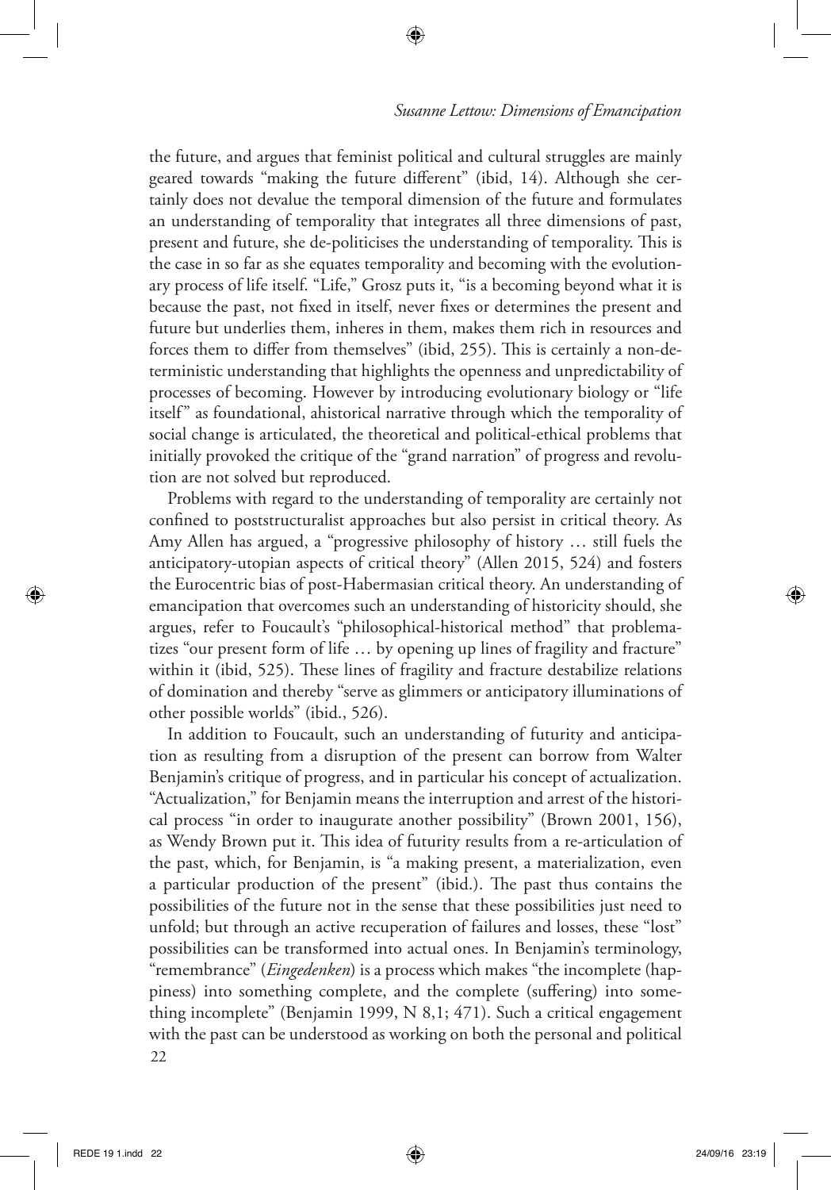the future, and argues that feminist political and cultural struggles are mainly geared towards "making the future different" (ibid, 14). Although she certainly does not devalue the temporal dimension of the future and formulates an understanding of temporality that integrates all three dimensions of past, present and future, she de-politicises the understanding of temporality. This is the case in so far as she equates temporality and becoming with the evolutionary process of life itself. "Life," Grosz puts it, "is a becoming beyond what it is because the past, not fixed in itself, never fixes or determines the present and future but underlies them, inheres in them, makes them rich in resources and forces them to differ from themselves" (ibid, 255). This is certainly a non-deterministic understanding that highlights the openness and unpredictability of processes of becoming. However by introducing evolutionary biology or "life itself" as foundational, ahistorical narrative through which the temporality of social change is articulated, the theoretical and political-ethical problems that initially provoked the critique of the "grand narration" of progress and revolution are not solved but reproduced.

Problems with regard to the understanding of temporality are certainly not confined to poststructuralist approaches but also persist in critical theory. As Amy Allen has argued, a "progressive philosophy of history … still fuels the anticipatory-utopian aspects of critical theory" (Allen 2015, 524) and fosters the Eurocentric bias of post-Habermasian critical theory. An understanding of emancipation that overcomes such an understanding of historicity should, she argues, refer to Foucault's "philosophical-historical method" that problematizes "our present form of life … by opening up lines of fragility and fracture" within it (ibid, 525). These lines of fragility and fracture destabilize relations of domination and thereby "serve as glimmers or anticipatory illuminations of other possible worlds" (ibid., 526).

In addition to Foucault, such an understanding of futurity and anticipation as resulting from a disruption of the present can borrow from Walter Benjamin's critique of progress, and in particular his concept of actualization. "Actualization," for Benjamin means the interruption and arrest of the historical process "in order to inaugurate another possibility" (Brown 2001, 156), as Wendy Brown put it. This idea of futurity results from a re-articulation of the past, which, for Benjamin, is "a making present, a materialization, even a particular production of the present" (ibid.). The past thus contains the possibilities of the future not in the sense that these possibilities just need to unfold; but through an active recuperation of failures and losses, these "lost" possibilities can be transformed into actual ones. In Benjamin's terminology, "remembrance" (*Eingedenken*) is a process which makes "the incomplete (happiness) into something complete, and the complete (suffering) into something incomplete" (Benjamin 1999, N 8,1; 471). Such a critical engagement with the past can be understood as working on both the personal and political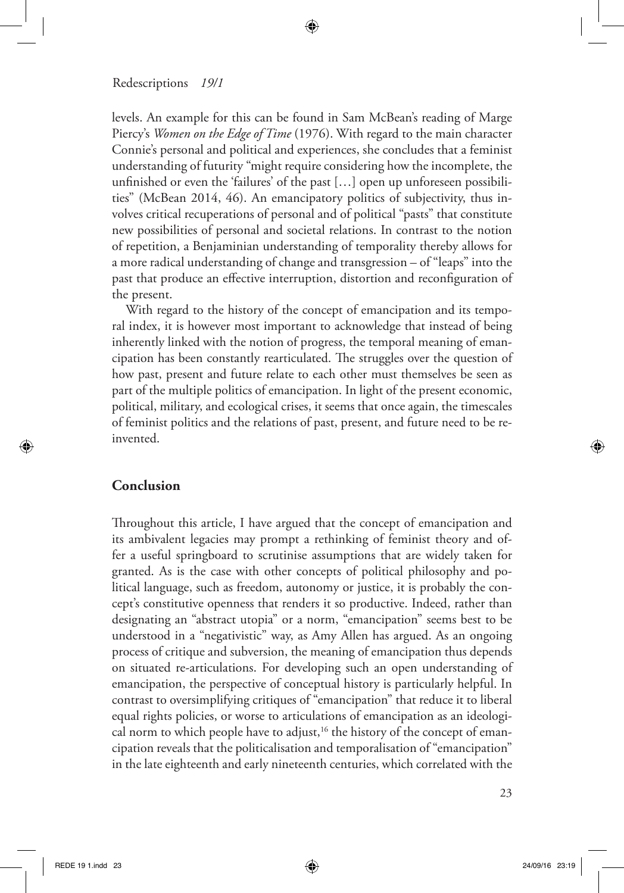levels. An example for this can be found in Sam McBean's reading of Marge Piercy's *Women on the Edge of Time* (1976). With regard to the main character Connie's personal and political and experiences, she concludes that a feminist understanding of futurity "might require considering how the incomplete, the unfinished or even the 'failures' of the past […] open up unforeseen possibilities" (McBean 2014, 46). An emancipatory politics of subjectivity, thus involves critical recuperations of personal and of political "pasts" that constitute new possibilities of personal and societal relations. In contrast to the notion of repetition, a Benjaminian understanding of temporality thereby allows for a more radical understanding of change and transgression – of "leaps" into the past that produce an effective interruption, distortion and reconfiguration of the present.

With regard to the history of the concept of emancipation and its temporal index, it is however most important to acknowledge that instead of being inherently linked with the notion of progress, the temporal meaning of emancipation has been constantly rearticulated. The struggles over the question of how past, present and future relate to each other must themselves be seen as part of the multiple politics of emancipation. In light of the present economic, political, military, and ecological crises, it seems that once again, the timescales of feminist politics and the relations of past, present, and future need to be reinvented.

## Conclusion

Throughout this article, I have argued that the concept of emancipation and its ambivalent legacies may prompt a rethinking of feminist theory and offer a useful springboard to scrutinise assumptions that are widely taken for granted. As is the case with other concepts of political philosophy and political language, such as freedom, autonomy or justice, it is probably the concept's constitutive openness that renders it so productive. Indeed, rather than designating an "abstract utopia" or a norm, "emancipation" seems best to be understood in a "negativistic" way, as Amy Allen has argued. As an ongoing process of critique and subversion, the meaning of emancipation thus depends on situated re-articulations. For developing such an open understanding of emancipation, the perspective of conceptual history is particularly helpful. In contrast to oversimplifying critiques of "emancipation" that reduce it to liberal equal rights policies, or worse to articulations of emancipation as an ideological norm to which people have to adjust,[16] the history of the concept of emancipation reveals that the politicalisation and temporalisation of "emancipation" in the late eighteenth and early nineteenth centuries, which correlated with the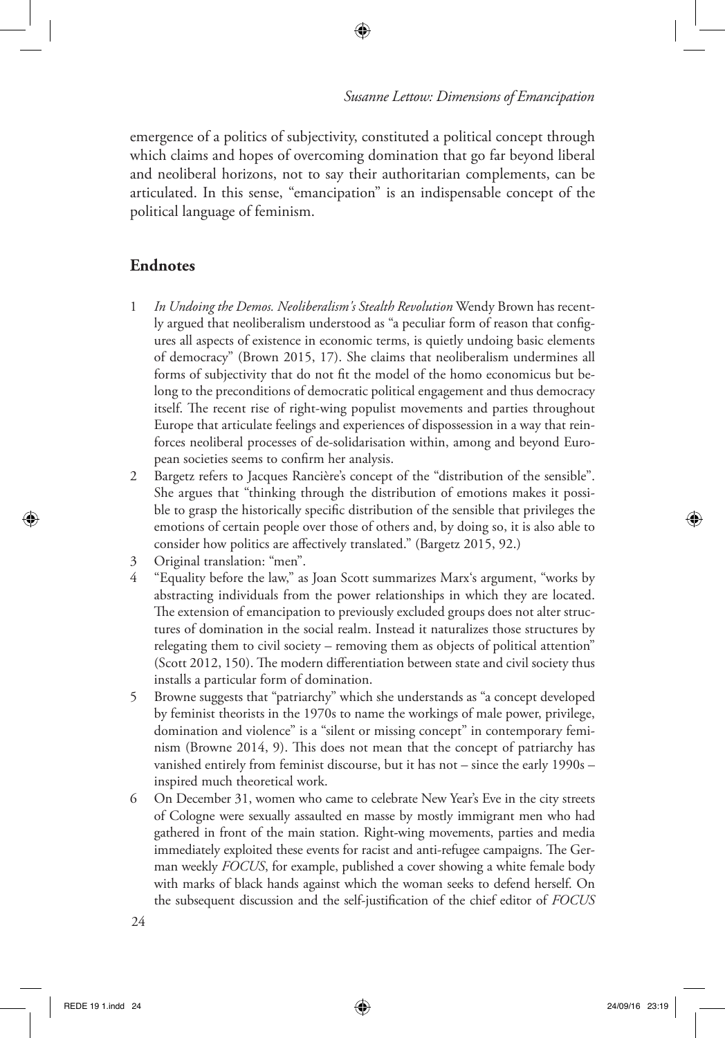emergence of a politics of subjectivity, constituted a political concept through which claims and hopes of overcoming domination that go far beyond liberal and neoliberal horizons, not to say their authoritarian complements, can be articulated. In this sense, "emancipation" is an indispensable concept of the political language of feminism.

## Endnotes

1 *In Undoing the Demos. Neoliberalism's Stealth Revolution* Wendy Brown has recently argued that neoliberalism understood as "a peculiar form of reason that configures all aspects of existence in economic terms, is quietly undoing basic elements of democracy" (Brown 2015, 17). She claims that neoliberalism undermines all forms of subjectivity that do not fit the model of the homo economicus but belong to the preconditions of democratic political engagement and thus democracy itself. The recent rise of right-wing populist movements and parties throughout Europe that articulate feelings and experiences of dispossession in a way that reinforces neoliberal processes of de-solidarisation within, among and beyond European societies seems to confirm her analysis.

2 Bargetz refers to Jacques Rancière's concept of the "distribution of the sensible". She argues that "thinking through the distribution of emotions makes it possible to grasp the historically specific distribution of the sensible that privileges the emotions of certain people over those of others and, by doing so, it is also able to consider how politics are affectively translated." (Bargetz 2015, 92.)

3 Original translation: "men".

4 "Equality before the law," as Joan Scott summarizes Marx's argument, "works by abstracting individuals from the power relationships in which they are located. The extension of emancipation to previously excluded groups does not alter structures of domination in the social realm. Instead it naturalizes those structures by relegating them to civil society – removing them as objects of political attention" (Scott 2012, 150). The modern differentiation between state and civil society thus installs a particular form of domination.

5 Browne suggests that "patriarchy" which she understands as "a concept developed by feminist theorists in the 1970s to name the workings of male power, privilege, domination and violence" is a "silent or missing concept" in contemporary feminism (Browne 2014, 9). This does not mean that the concept of patriarchy has vanished entirely from feminist discourse, but it has not – since the early 1990s – inspired much theoretical work.

6 On December 31, women who came to celebrate New Year's Eve in the city streets of Cologne were sexually assaulted en masse by mostly immigrant men who had gathered in front of the main station. Right-wing movements, parties and media immediately exploited these events for racist and anti-refugee campaigns. The German weekly *FOCUS*, for example, published a cover showing a white female body with marks of black hands against which the woman seeks to defend herself. On the subsequent discussion and the self-justification of the chief editor of *FOCUS*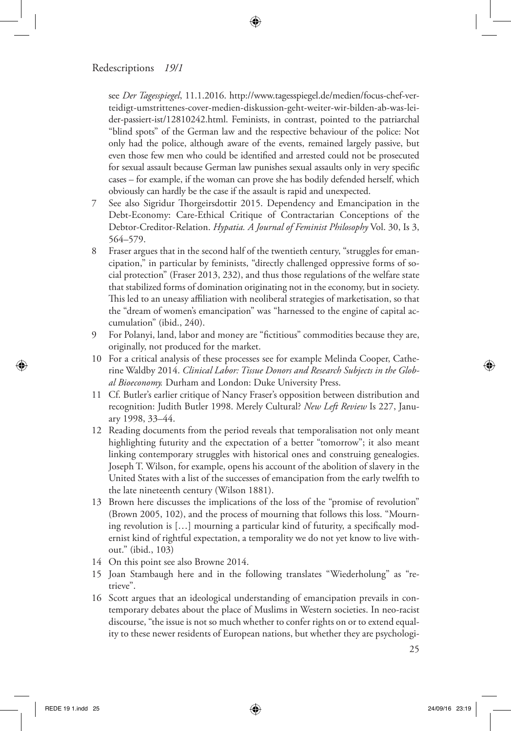see *Der Tagesspiegel*, 11.1.2016. http://www.tagesspiegel.de/medien/focus-chef-verteidigt-umstrittenes-cover-medien-diskussion-geht-weiter-wir-bilden-ab-was-leider-passiert-ist/12810242.html. Feminists, in contrast, pointed to the patriarchal "blind spots" of the German law and the respective behaviour of the police: Not only had the police, although aware of the events, remained largely passive, but even those few men who could be identified and arrested could not be prosecuted for sexual assault because German law punishes sexual assaults only in very specific cases – for example, if the woman can prove she has bodily defended herself, which obviously can hardly be the case if the assault is rapid and unexpected.

7 See also Sigridur Thorgeirsdottir 2015. Dependency and Emancipation in the Debt-Economy: Care-Ethical Critique of Contractarian Conceptions of the Debtor-Creditor-Relation. *Hypatia. A Journal of Feminist Philosophy* Vol. 30, Is 3, 564–579.

8 Fraser argues that in the second half of the twentieth century, "struggles for emancipation," in particular by feminists, "directly challenged oppressive forms of social protection" (Fraser 2013, 232), and thus those regulations of the welfare state that stabilized forms of domination originating not in the economy, but in society. This led to an uneasy affiliation with neoliberal strategies of marketisation, so that the "dream of women's emancipation" was "harnessed to the engine of capital accumulation" (ibid., 240).

9 For Polanyi, land, labor and money are "fictitious" commodities because they are, originally, not produced for the market.

10 For a critical analysis of these processes see for example Melinda Cooper, Catherine Waldby 2014. *Clinical Labor: Tissue Donors and Research Subjects in the Global Bioeconomy.* Durham and London: Duke University Press.

11 Cf. Butler's earlier critique of Nancy Fraser's opposition between distribution and recognition: Judith Butler 1998. Merely Cultural? *New Left Review* Is 227, January 1998, 33–44.

12 Reading documents from the period reveals that temporalisation not only meant highlighting futurity and the expectation of a better "tomorrow"; it also meant linking contemporary struggles with historical ones and construing genealogies. Joseph T. Wilson, for example, opens his account of the abolition of slavery in the United States with a list of the successes of emancipation from the early twelfth to the late nineteenth century (Wilson 1881).

13 Brown here discusses the implications of the loss of the "promise of revolution" (Brown 2005, 102), and the process of mourning that follows this loss. "Mourning revolution is […] mourning a particular kind of futurity, a specifically modernist kind of rightful expectation, a temporality we do not yet know to live without." (ibid., 103)

14 On this point see also Browne 2014.

15 Joan Stambaugh here and in the following translates "Wiederholung" as "retrieve".

16 Scott argues that an ideological understanding of emancipation prevails in contemporary debates about the place of Muslims in Western societies. In neo-racist discourse, "the issue is not so much whether to confer rights on or to extend equality to these newer residents of European nations, but whether they are psychologi-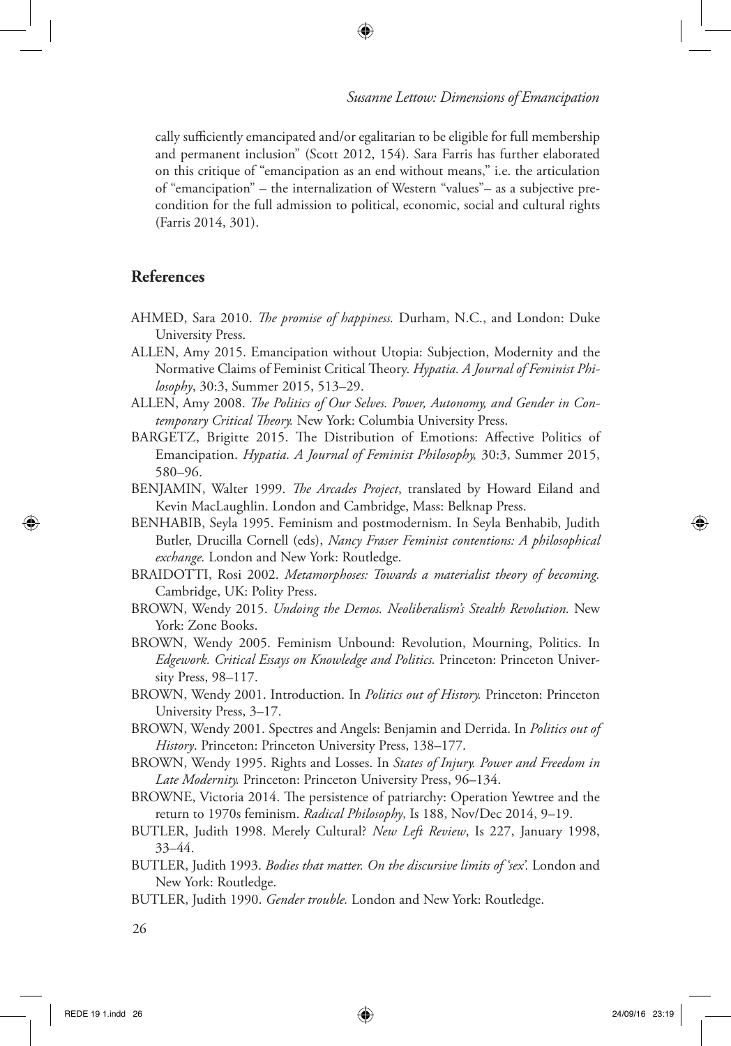cally sufficiently emancipated and/or egalitarian to be eligible for full membership and permanent inclusion" (Scott 2012, 154). Sara Farris has further elaborated on this critique of "emancipation as an end without means," i.e. the articulation of "emancipation" – the internalization of Western "values"– as a subjective precondition for the full admission to political, economic, social and cultural rights (Farris 2014, 301).

## References

AHMED, Sara 2010. *The promise of happiness.* Durham, N.C., and London: Duke University Press.

ALLEN, Amy 2015. Emancipation without Utopia: Subjection, Modernity and the Normative Claims of Feminist Critical Theory. *Hypatia. A Journal of Feminist Philosophy*, 30:3, Summer 2015, 513–29.

ALLEN, Amy 2008. *The Politics of Our Selves. Power, Autonomy, and Gender in Contemporary Critical Theory.* New York: Columbia University Press.

BARGETZ, Brigitte 2015. The Distribution of Emotions: Affective Politics of Emancipation. *Hypatia. A Journal of Feminist Philosophy,* 30:3, Summer 2015, 580–96.

BENJAMIN, Walter 1999. *The Arcades Project*, translated by Howard Eiland and Kevin MacLaughlin. London and Cambridge, Mass: Belknap Press.

BENHABIB, Seyla 1995. Feminism and postmodernism. In Seyla Benhabib, Judith Butler, Drucilla Cornell (eds), *Nancy Fraser Feminist contentions: A philosophical exchange.* London and New York: Routledge.

BRAIDOTTI, Rosi 2002. *Metamorphoses: Towards a materialist theory of becoming.* Cambridge, UK: Polity Press.

BROWN, Wendy 2015. *Undoing the Demos. Neoliberalism's Stealth Revolution.* New York: Zone Books.

BROWN, Wendy 2005. Feminism Unbound: Revolution, Mourning, Politics. In *Edgework. Critical Essays on Knowledge and Politics.* Princeton: Princeton University Press, 98–117.

BROWN, Wendy 2001. Introduction. In *Politics out of History.* Princeton: Princeton University Press, 3–17.

BROWN, Wendy 2001. Spectres and Angels: Benjamin and Derrida. In *Politics out of History*. Princeton: Princeton University Press, 138–177.

BROWN, Wendy 1995. Rights and Losses. In *States of Injury. Power and Freedom in Late Modernity.* Princeton: Princeton University Press, 96–134.

BROWNE, Victoria 2014. The persistence of patriarchy: Operation Yewtree and the return to 1970s feminism. *Radical Philosophy*, Is 188, Nov/Dec 2014, 9–19.

BUTLER, Judith 1998. Merely Cultural? *New Left Review*, Is 227, January 1998, 33–44.

BUTLER, Judith 1993. *Bodies that matter. On the discursive limits of 'sex'.* London and New York: Routledge.

BUTLER, Judith 1990. *Gender trouble.* London and New York: Routledge.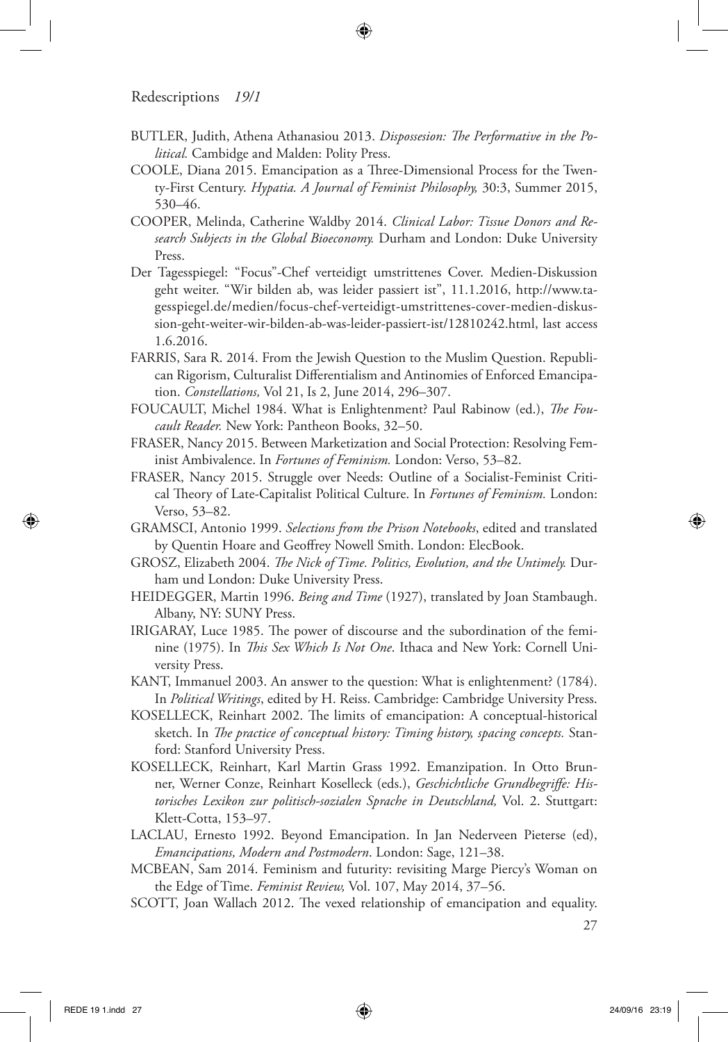BUTLER, Judith, Athena Athanasiou 2013. *Dispossesion: The Performative in the Political.* Cambidge and Malden: Polity Press.

COOLE, Diana 2015. Emancipation as a Three-Dimensional Process for the Twenty-First Century. *Hypatia. A Journal of Feminist Philosophy,* 30:3, Summer 2015, 530–46.

COOPER, Melinda, Catherine Waldby 2014. *Clinical Labor: Tissue Donors and Research Subjects in the Global Bioeconomy.* Durham and London: Duke University Press.

Der Tagesspiegel: "Focus"-Chef verteidigt umstrittenes Cover. Medien-Diskussion geht weiter. "Wir bilden ab, was leider passiert ist", 11.1.2016, http://www.tagesspiegel.de/medien/focus-chef-verteidigt-umstrittenes-cover-medien-diskussion-geht-weiter-wir-bilden-ab-was-leider-passiert-ist/12810242.html, last access 1.6.2016.

FARRIS, Sara R. 2014. From the Jewish Question to the Muslim Question. Republican Rigorism, Culturalist Differentialism and Antinomies of Enforced Emancipation. *Constellations,* Vol 21, Is 2, June 2014, 296–307.

FOUCAULT, Michel 1984. What is Enlightenment? Paul Rabinow (ed.), *The Foucault Reader.* New York: Pantheon Books, 32–50.

FRASER, Nancy 2015. Between Marketization and Social Protection: Resolving Feminist Ambivalence. In *Fortunes of Feminism.* London: Verso, 53–82.

FRASER, Nancy 2015. Struggle over Needs: Outline of a Socialist-Feminist Critical Theory of Late-Capitalist Political Culture. In *Fortunes of Feminism.* London: Verso, 53–82.

GRAMSCI, Antonio 1999. *Selections from the Prison Notebooks*, edited and translated by Quentin Hoare and Geoffrey Nowell Smith. London: ElecBook.

GROSZ, Elizabeth 2004. *The Nick of Time. Politics, Evolution, and the Untimely.* Durham und London: Duke University Press.

HEIDEGGER, Martin 1996. *Being and Time* (1927), translated by Joan Stambaugh. Albany, NY: SUNY Press.

IRIGARAY, Luce 1985. The power of discourse and the subordination of the feminine (1975). In *This Sex Which Is Not One*. Ithaca and New York: Cornell University Press.

KANT, Immanuel 2003. An answer to the question: What is enlightenment? (1784). In *Political Writings*, edited by H. Reiss. Cambridge: Cambridge University Press.

KOSELLECK, Reinhart 2002. The limits of emancipation: A conceptual-historical sketch. In *The practice of conceptual history: Timing history, spacing concepts.* Stanford: Stanford University Press.

KOSELLECK, Reinhart, Karl Martin Grass 1992. Emanzipation. In Otto Brunner, Werner Conze, Reinhart Koselleck (eds.), *Geschichtliche Grundbegriffe: Historisches Lexikon zur politisch-sozialen Sprache in Deutschland,* Vol. 2. Stuttgart: Klett-Cotta, 153–97.

LACLAU, Ernesto 1992. Beyond Emancipation. In Jan Nederveen Pieterse (ed), *Emancipations, Modern and Postmodern*. London: Sage, 121–38.

MCBEAN, Sam 2014. Feminism and futurity: revisiting Marge Piercy's Woman on the Edge of Time. *Feminist Review,* Vol. 107, May 2014, 37–56.

SCOTT, Joan Wallach 2012. The vexed relationship of emancipation and equality.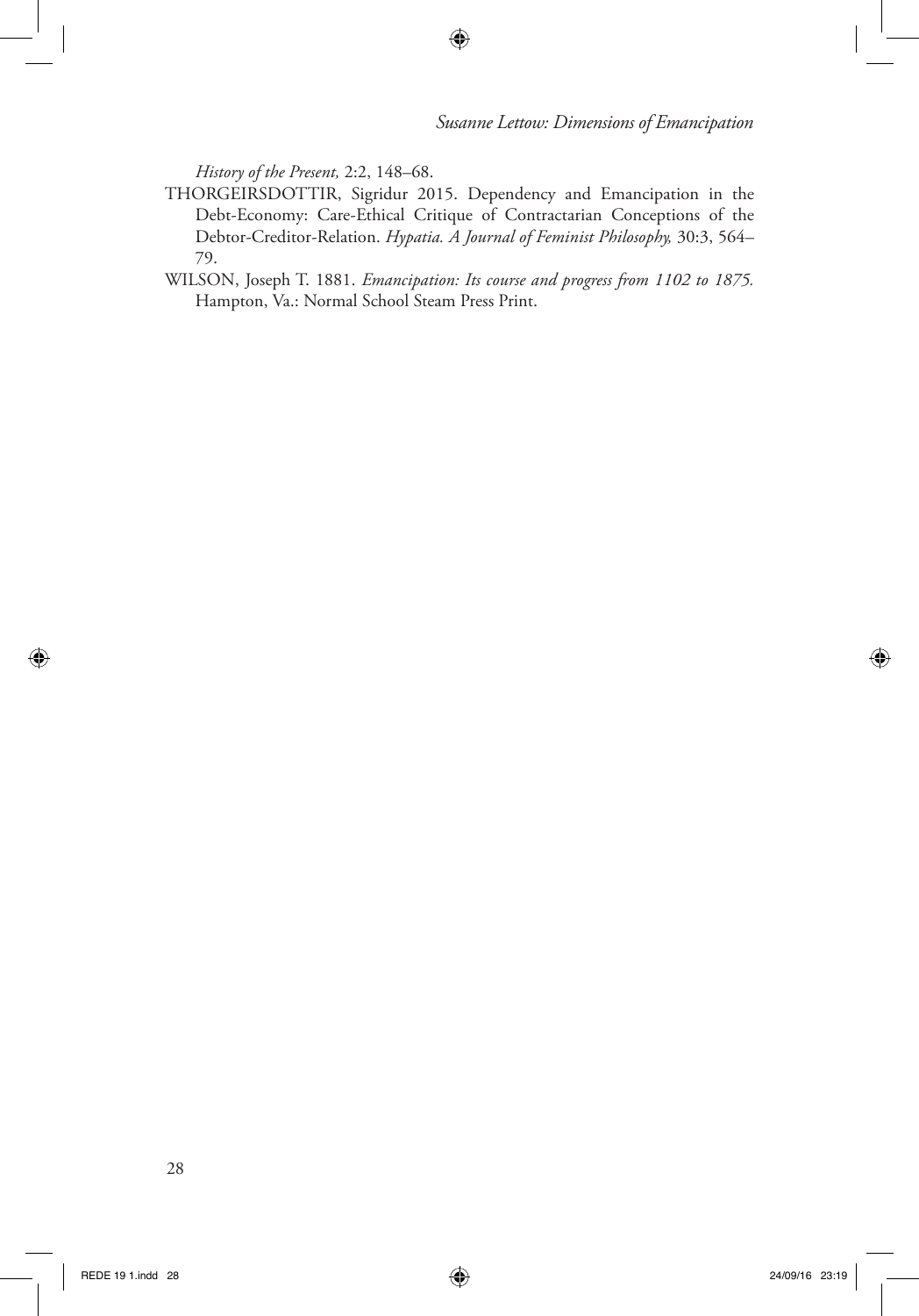*History of the Present,* 2:2, 148–68.

THORGEIRSDOTTIR, Sigridur 2015. Dependency and Emancipation in the Debt-Economy: Care-Ethical Critique of Contractarian Conceptions of the Debtor-Creditor-Relation. *Hypatia. A Journal of Feminist Philosophy,* 30:3, 564–79.

WILSON, Joseph T. 1881. *Emancipation: Its course and progress from 1102 to 1875.* Hampton, Va.: Normal School Steam Press Print.